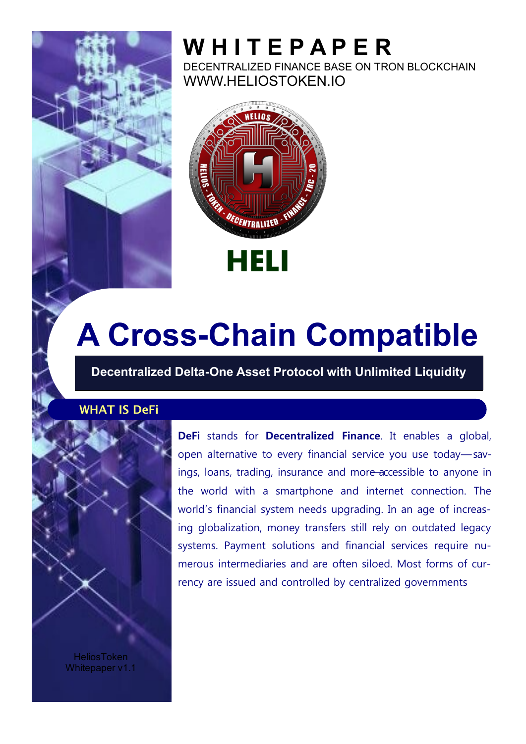# WHITEPAPER

DECENTRALIZED FINANCE BASE ON TRON BLOCKCHAIN

WWW.HELIOSTOKEN.IO

**HELI**

# A Cross-Chain Compatible

**Decentralized Delta-One Asset Protocol with Unlimited Liquidity**

## WHAT IS DeFi

**DeFi** stands for **Decentralized Finance**. It enables a global, open alternative to every financial service you use today—savings, loans, trading, insurance and more accessible to anyone in the world with a smartphone and internet connection. The world's financial system needs upgrading. In an age of increasing globalization, money transfers still rely on outdated legacy systems. Payment solutions and financial services require numerous intermediaries and are often siloed. Most forms of currency are issued and controlled by centralized governments

HeliosToken Whitepaper v1.1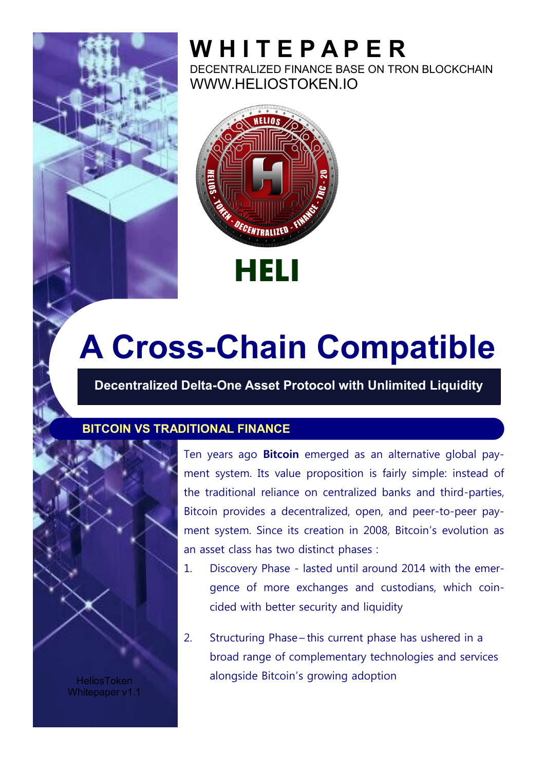# WHITEPAPER

DECENTRALIZED FINANCE BASE ON TRON BLOCKCHAIN

WWW.HELIOSTOKEN.IO

**HELI**

# A Cross-Chain Compatible

**Decentralized Delta-One Asset Protocol with Unlimited Liquidity**

## BITCOIN VS TRADITIONAL FINANCE

Ten years ago **Bitcoin** emerged as an alternative global payment system. Its value proposition is fairly simple: instead of the traditional reliance on centralized banks and third-parties, Bitcoin provides a decentralized, open, and peer-to-peer payment system. Since its creation in 2008, Bitcoin's evolution as an asset class has two distinct phases :

1. Discovery Phase - lasted until around 2014 with the emergence of more exchanges and custodians, which coincided with better security and liquidity
2. Structuring Phase – this current phase has ushered in a broad range of complementary technologies and services alongside Bitcoin's growing adoption

HeliosToken Whitepaper v1.1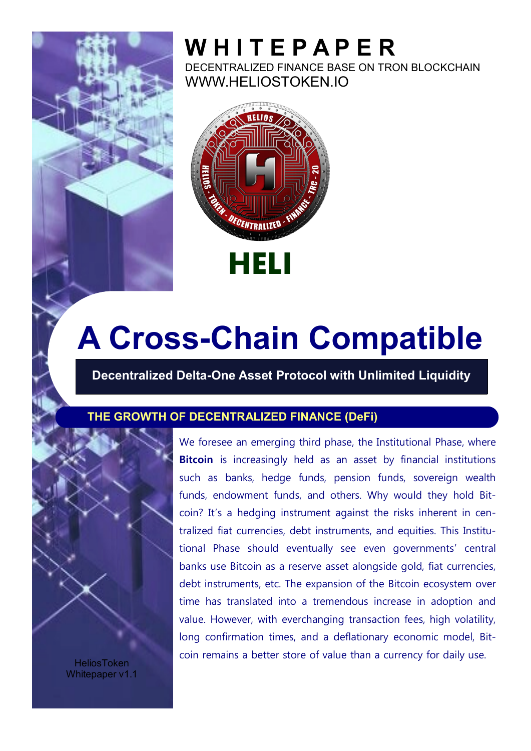# WHITEPAPER

DECENTRALIZED FINANCE BASE ON TRON BLOCKCHAIN

WWW.HELIOSTOKEN.IO

**HELI**

# A Cross-Chain Compatible

**Decentralized Delta-One Asset Protocol with Unlimited Liquidity**

## THE GROWTH OF DECENTRALIZED FINANCE (DeFi)

We foresee an emerging third phase, the Institutional Phase, where **Bitcoin** is increasingly held as an asset by financial institutions such as banks, hedge funds, pension funds, sovereign wealth funds, endowment funds, and others. Why would they hold Bitcoin? It's a hedging instrument against the risks inherent in centralized fiat currencies, debt instruments, and equities. This Institutional Phase should eventually see even governments' central banks use Bitcoin as a reserve asset alongside gold, fiat currencies, debt instruments, etc. The expansion of the Bitcoin ecosystem over time has translated into a tremendous increase in adoption and value. However, with everchanging transaction fees, high volatility, long confirmation times, and a deflationary economic model, Bitcoin remains a better store of value than a currency for daily use.

HeliosToken Whitepaper v1.1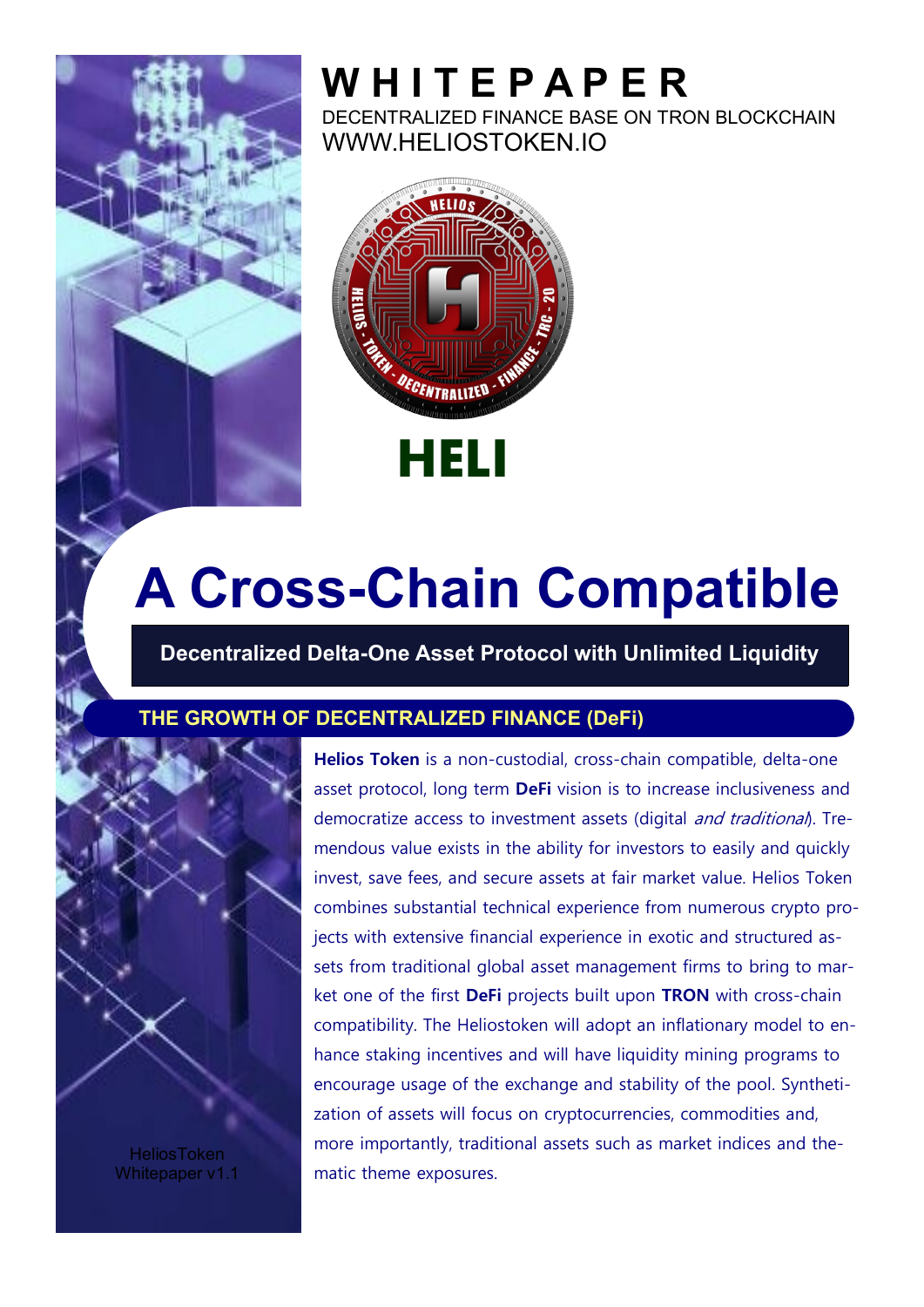# WHITEPAPER

DECENTRALIZED FINANCE BASE ON TRON BLOCKCHAIN

WWW.HELIOSTOKEN.IO

**HELI**

# A Cross-Chain Compatible

**Decentralized Delta-One Asset Protocol with Unlimited Liquidity**

## THE GROWTH OF DECENTRALIZED FINANCE (DeFi)

**Helios Token** is a non-custodial, cross-chain compatible, delta-one asset protocol, long term **DeFi** vision is to increase inclusiveness and democratize access to investment assets (digital *and traditional*). Tremendous value exists in the ability for investors to easily and quickly invest, save fees, and secure assets at fair market value. Helios Token combines substantial technical experience from numerous crypto projects with extensive financial experience in exotic and structured assets from traditional global asset management firms to bring to market one of the first **DeFi** projects built upon **TRON** with cross-chain compatibility. The Heliostoken will adopt an inflationary model to enhance staking incentives and will have liquidity mining programs to encourage usage of the exchange and stability of the pool. Synthetization of assets will focus on cryptocurrencies, commodities and, more importantly, traditional assets such as market indices and thematic theme exposures.

HeliosToken
Whitepaper v1.1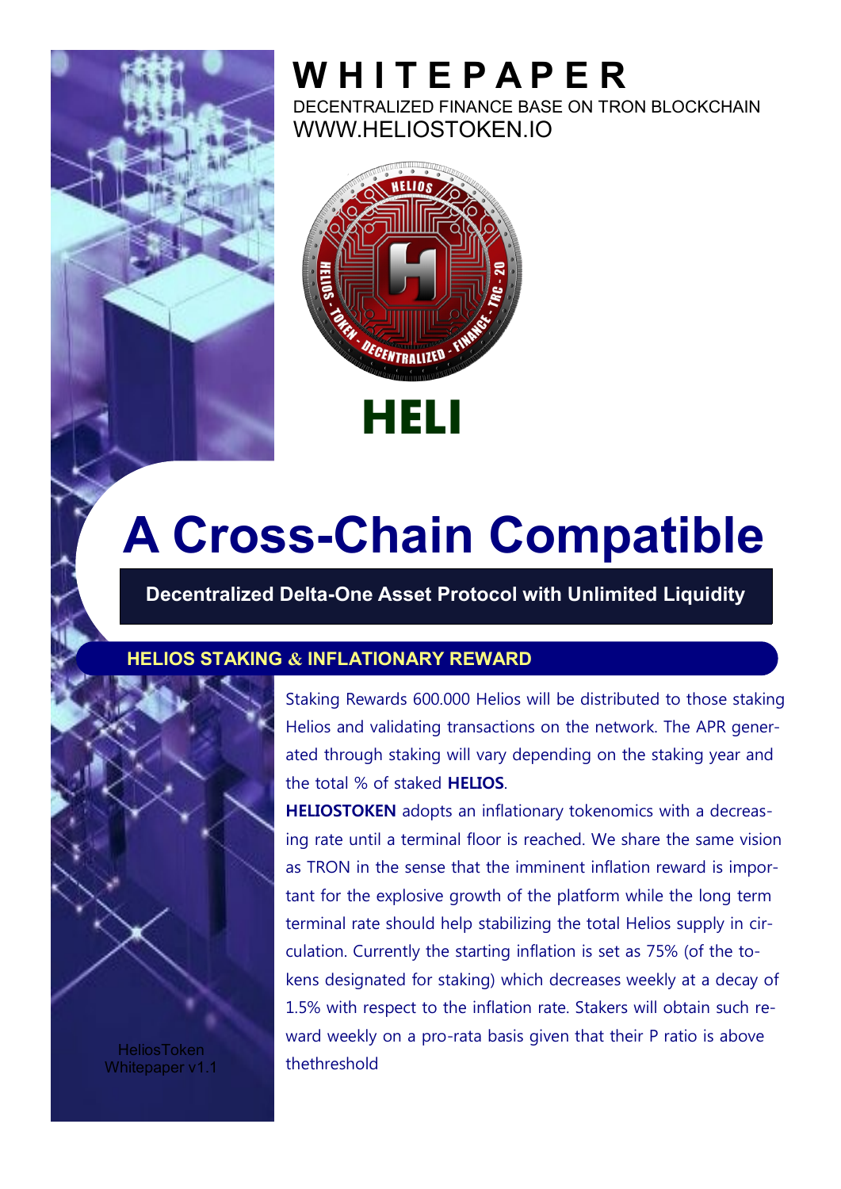# WHITEPAPER

DECENTRALIZED FINANCE BASE ON TRON BLOCKCHAIN

WWW.HELIOSTOKEN.IO

**HELI**

# A Cross-Chain Compatible

**Decentralized Delta-One Asset Protocol with Unlimited Liquidity**

## HELIOS STAKING & INFLATIONARY REWARD

Staking Rewards 600.000 Helios will be distributed to those staking Helios and validating transactions on the network. The APR generated through staking will vary depending on the staking year and the total % of staked **HELIOS**.

**HELIOSTOKEN** adopts an inflationary tokenomics with a decreasing rate until a terminal floor is reached. We share the same vision as TRON in the sense that the imminent inflation reward is important for the explosive growth of the platform while the long term terminal rate should help stabilizing the total Helios supply in circulation. Currently the starting inflation is set as 75% (of the tokens designated for staking) which decreases weekly at a decay of 1.5% with respect to the inflation rate. Stakers will obtain such reward weekly on a pro-rata basis given that their P ratio is above thethreshold

HeliosToken Whitepaper v1.1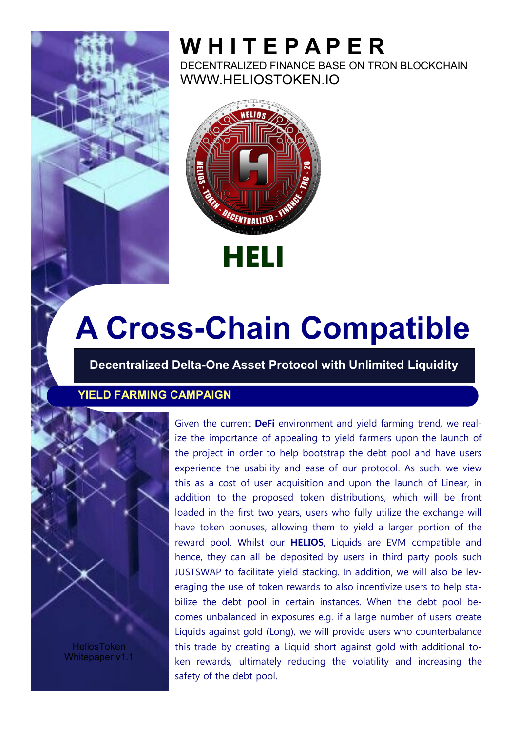# W H I T E P A P E R

DECENTRALIZED FINANCE BASE ON TRON BLOCKCHAIN

WWW.HELIOSTOKEN.IO

**HELI**

# A Cross-Chain Compatible

**Decentralized Delta-One Asset Protocol with Unlimited Liquidity**

## YIELD FARMING CAMPAIGN

Given the current **DeFi** environment and yield farming trend, we realize the importance of appealing to yield farmers upon the launch of the project in order to help bootstrap the debt pool and have users experience the usability and ease of our protocol. As such, we view this as a cost of user acquisition and upon the launch of Linear, in addition to the proposed token distributions, which will be front loaded in the first two years, users who fully utilize the exchange will have token bonuses, allowing them to yield a larger portion of the reward pool. Whilst our **HELIOS**, Liquids are EVM compatible and hence, they can all be deposited by users in third party pools such JUSTSWAP to facilitate yield stacking. In addition, we will also be leveraging the use of token rewards to also incentivize users to help stabilize the debt pool in certain instances. When the debt pool becomes unbalanced in exposures e.g. if a large number of users create Liquids against gold (Long), we will provide users who counterbalance this trade by creating a Liquid short against gold with additional token rewards, ultimately reducing the volatility and increasing the safety of the debt pool.

HeliosToken Whitepaper v1.1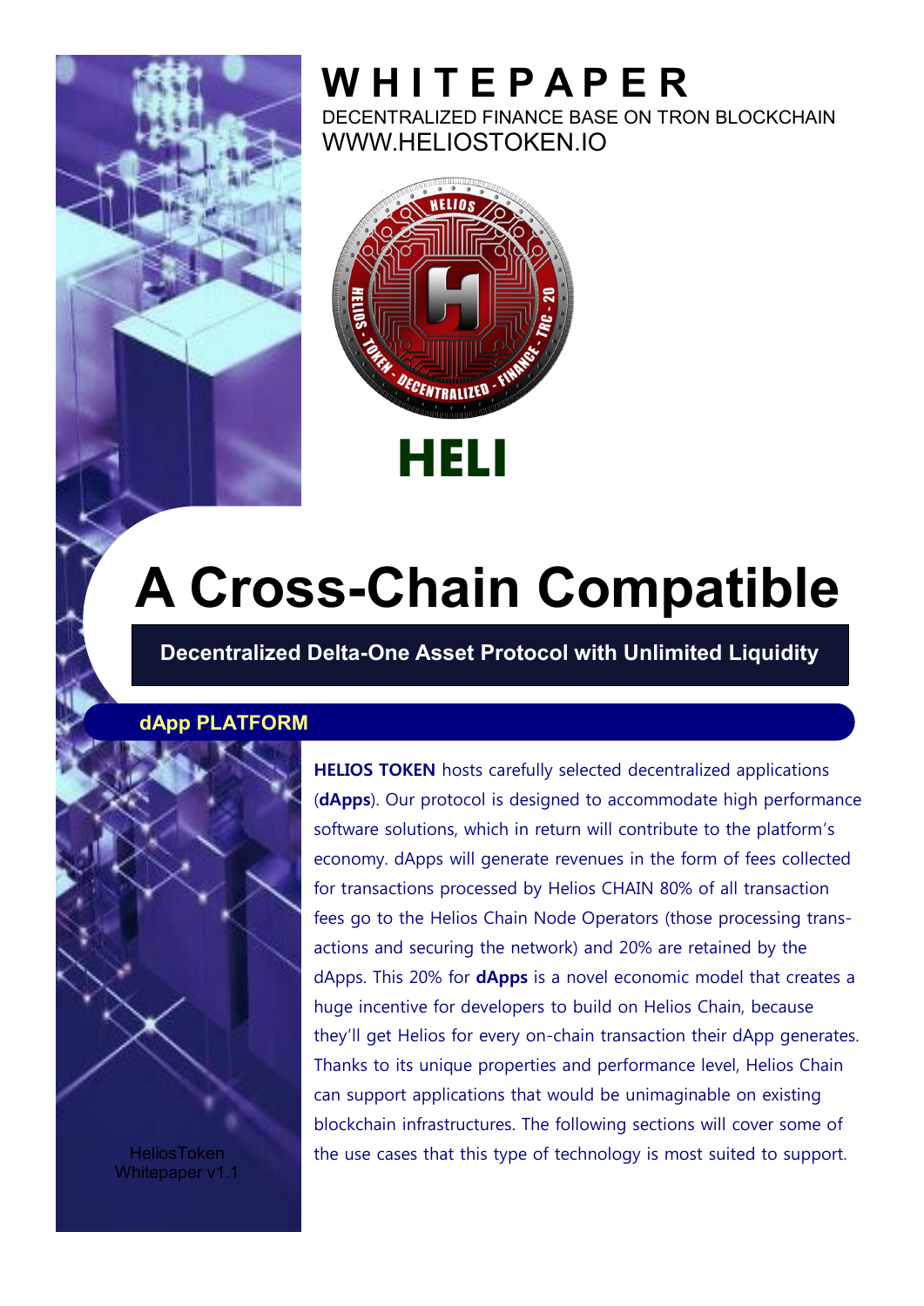# WHITEPAPER

DECENTRALIZED FINANCE BASE ON TRON BLOCKCHAIN

WWW.HELIOSTOKEN.IO

**HELI**

# A Cross-Chain Compatible

**Decentralized Delta-One Asset Protocol with Unlimited Liquidity**

## dApp PLATFORM

**HELIOS TOKEN** hosts carefully selected decentralized applications (**dApps**). Our protocol is designed to accommodate high performance software solutions, which in return will contribute to the platform's economy. dApps will generate revenues in the form of fees collected for transactions processed by Helios CHAIN 80% of all transaction fees go to the Helios Chain Node Operators (those processing transactions and securing the network) and 20% are retained by the dApps. This 20% for **dApps** is a novel economic model that creates a huge incentive for developers to build on Helios Chain, because they'll get Helios for every on-chain transaction their dApp generates. Thanks to its unique properties and performance level, Helios Chain can support applications that would be unimaginable on existing blockchain infrastructures. The following sections will cover some of the use cases that this type of technology is most suited to support.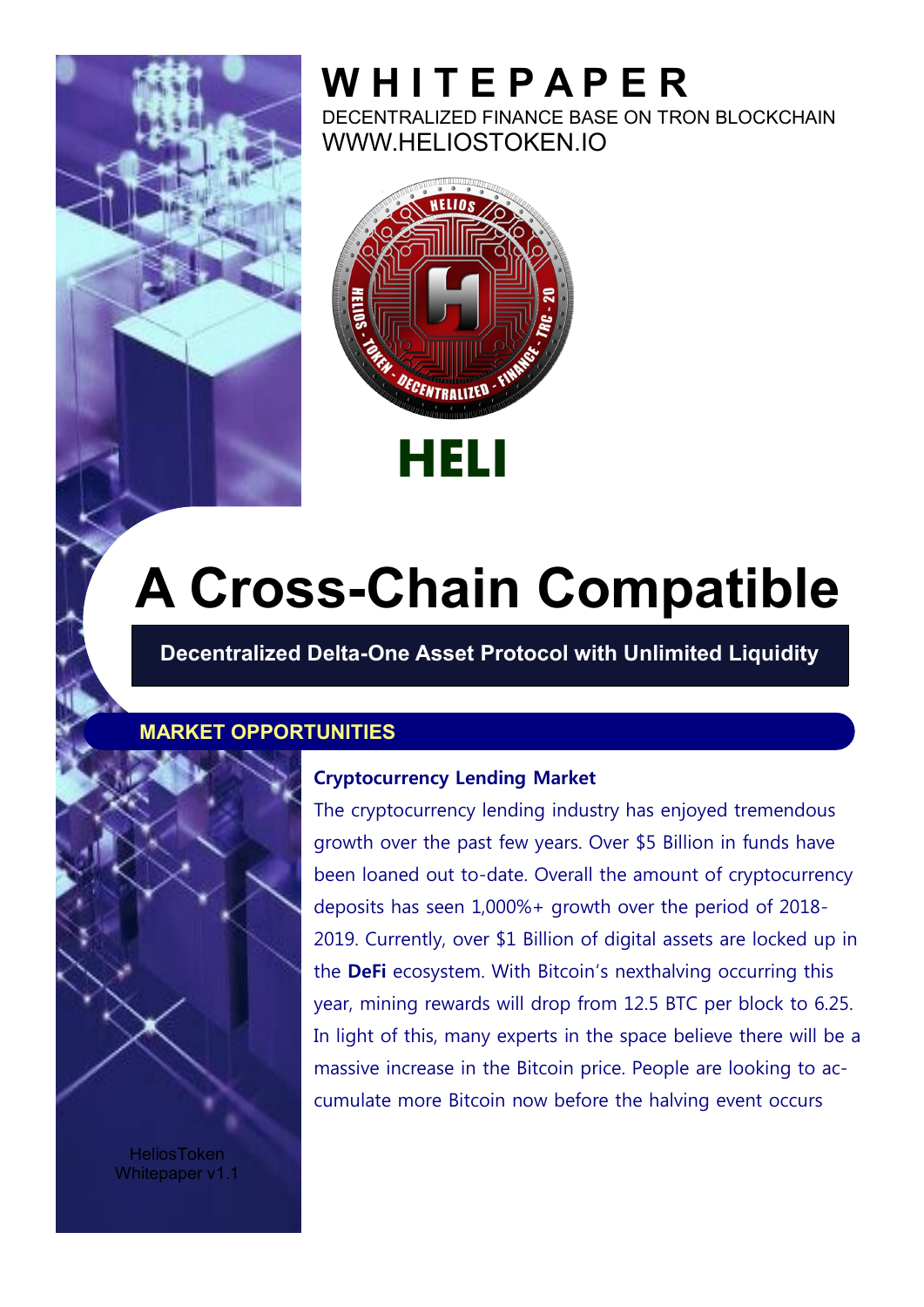# WHITEPAPER

DECENTRALIZED FINANCE BASE ON TRON BLOCKCHAIN

WWW.HELIOSTOKEN.IO

**HELI**

# A Cross-Chain Compatible

**Decentralized Delta-One Asset Protocol with Unlimited Liquidity**

## MARKET OPPORTUNITIES

### Cryptocurrency Lending Market

The cryptocurrency lending industry has enjoyed tremendous growth over the past few years. Over $5 Billion in funds have been loaned out to-date. Overall the amount of cryptocurrency deposits has seen 1,000%+ growth over the period of 2018-2019. Currently, over $1 Billion of digital assets are locked up in the **DeFi** ecosystem. With Bitcoin's nexthalving occurring this year, mining rewards will drop from 12.5 BTC per block to 6.25. In light of this, many experts in the space believe there will be a massive increase in the Bitcoin price. People are looking to accumulate more Bitcoin now before the halving event occurs

HeliosToken Whitepaper v1.1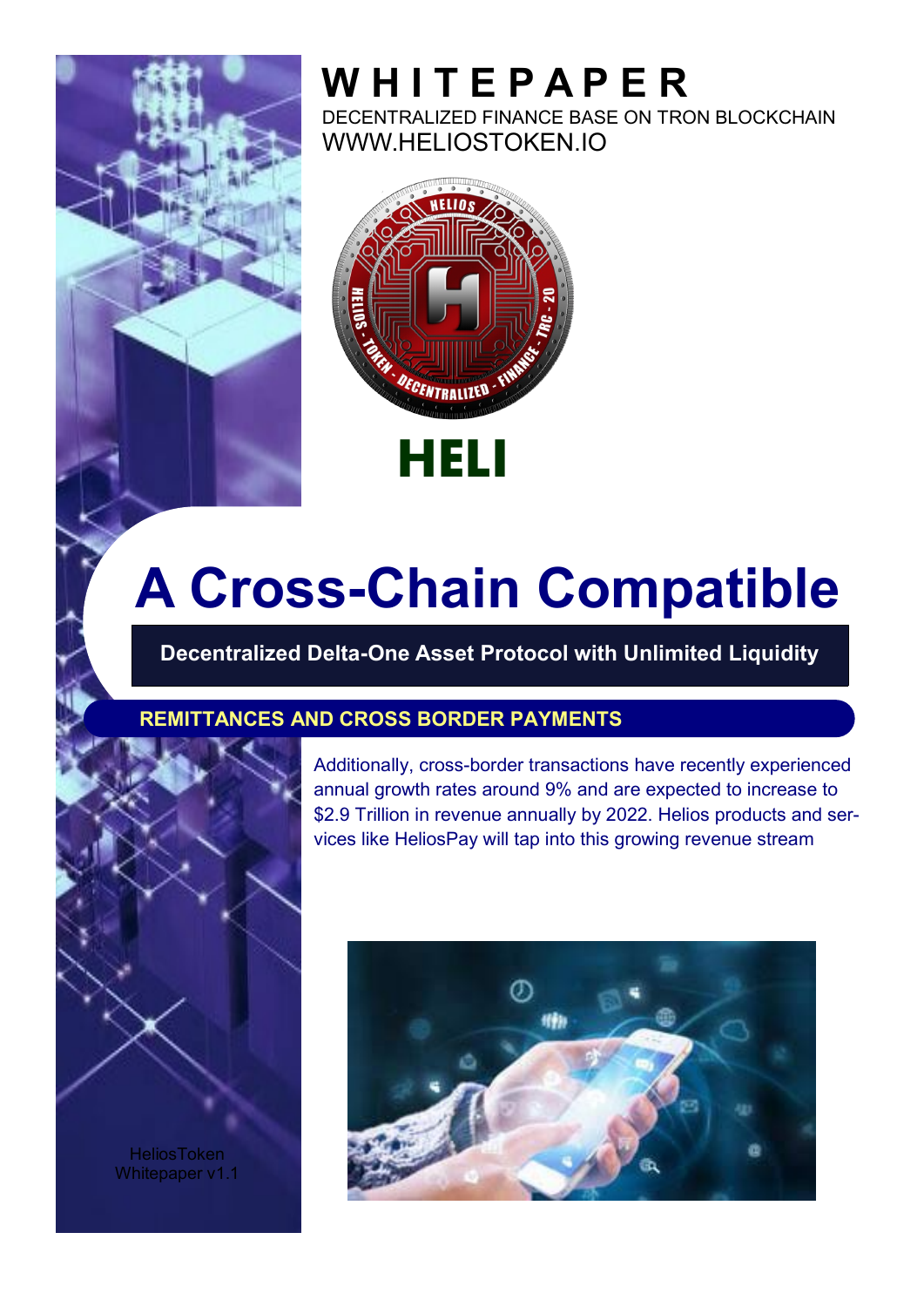# WHITEPAPER

DECENTRALIZED FINANCE BASE ON TRON BLOCKCHAIN

WWW.HELIOSTOKEN.IO

**HELI**

# A Cross-Chain Compatible

**Decentralized Delta-One Asset Protocol with Unlimited Liquidity**

## REMITTANCES AND CROSS BORDER PAYMENTS

Additionally, cross-border transactions have recently experienced annual growth rates around 9% and are expected to increase to $2.9 Trillion in revenue annually by 2022. Helios products and services like HeliosPay will tap into this growing revenue stream

HeliosToken Whitepaper v1.1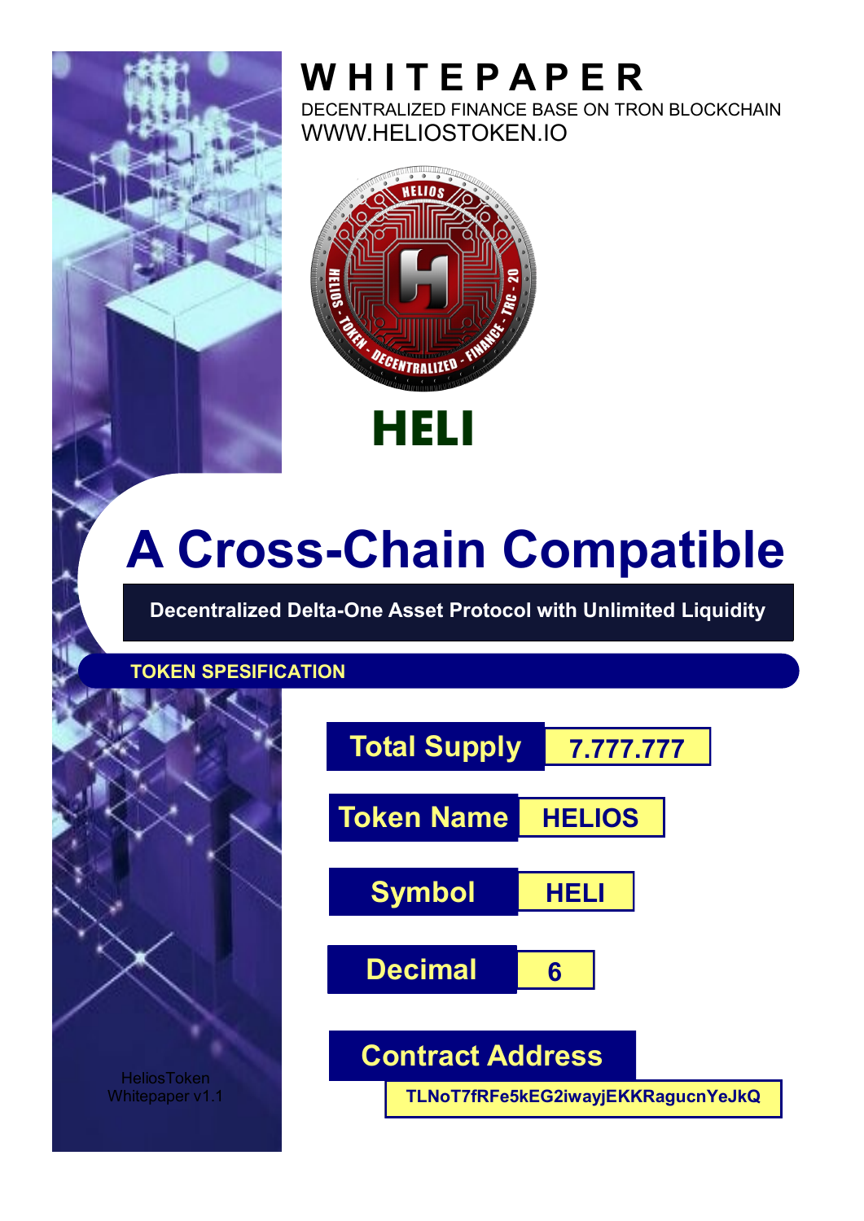# WHITEPAPER

DECENTRALIZED FINANCE BASE ON TRON BLOCKCHAIN

WWW.HELIOSTOKEN.IO

HELI

# A Cross-Chain Compatible

**Decentralized Delta-One Asset Protocol with Unlimited Liquidity**

## TOKEN SPESIFICATION

| | |
|---|---|
| **Total Supply** | **7.777.777** |
| **Token Name** | **HELIOS** |
| **Symbol** | **HELI** |
| **Decimal** | **6** |
| **Contract Address** | **TLNoT7fRFe5kEG2iwayjEKKRagucnYeJkQ** |

HeliosToken
Whitepaper v1.1